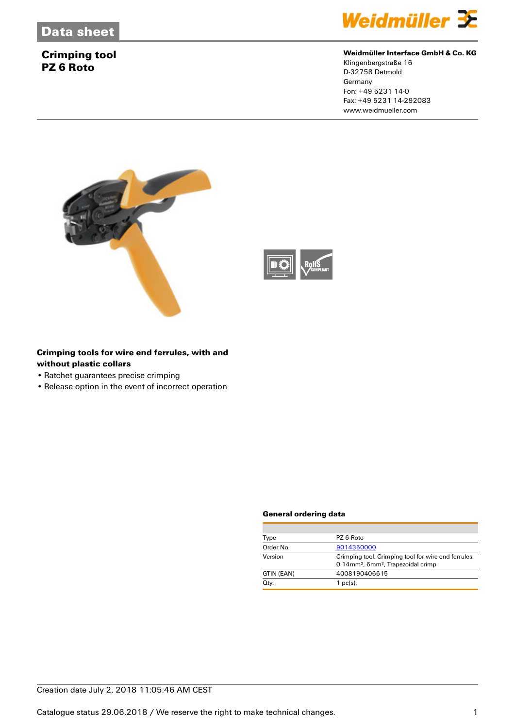# Data sheet

## Crimping tool
## PZ 6 Roto

**Weidmüller Interface GmbH & Co. KG**
Klingenbergstraße 16
D-32758 Detmold
Germany
Fon: +49 5231 14-0
Fax: +49 5231 14-292083
www.weidmueller.com

**Crimping tools for wire end ferrules, with and without plastic collars**

- Ratchet guarantees precise crimping
- Release option in the event of incorrect operation

### General ordering data

| | |
|---|---|
| Type | PZ 6 Roto |
| Order No. | 9014350000 |
| Version | Crimping tool, Crimping tool for wire-end ferrules, 0.14mm², 6mm², Trapezoidal crimp |
| GTIN (EAN) | 4008190406615 |
| Qty. | 1 pc(s). |

Creation date July 2, 2018 11:05:46 AM CEST

Catalogue status 29.06.2018 / We reserve the right to make technical changes.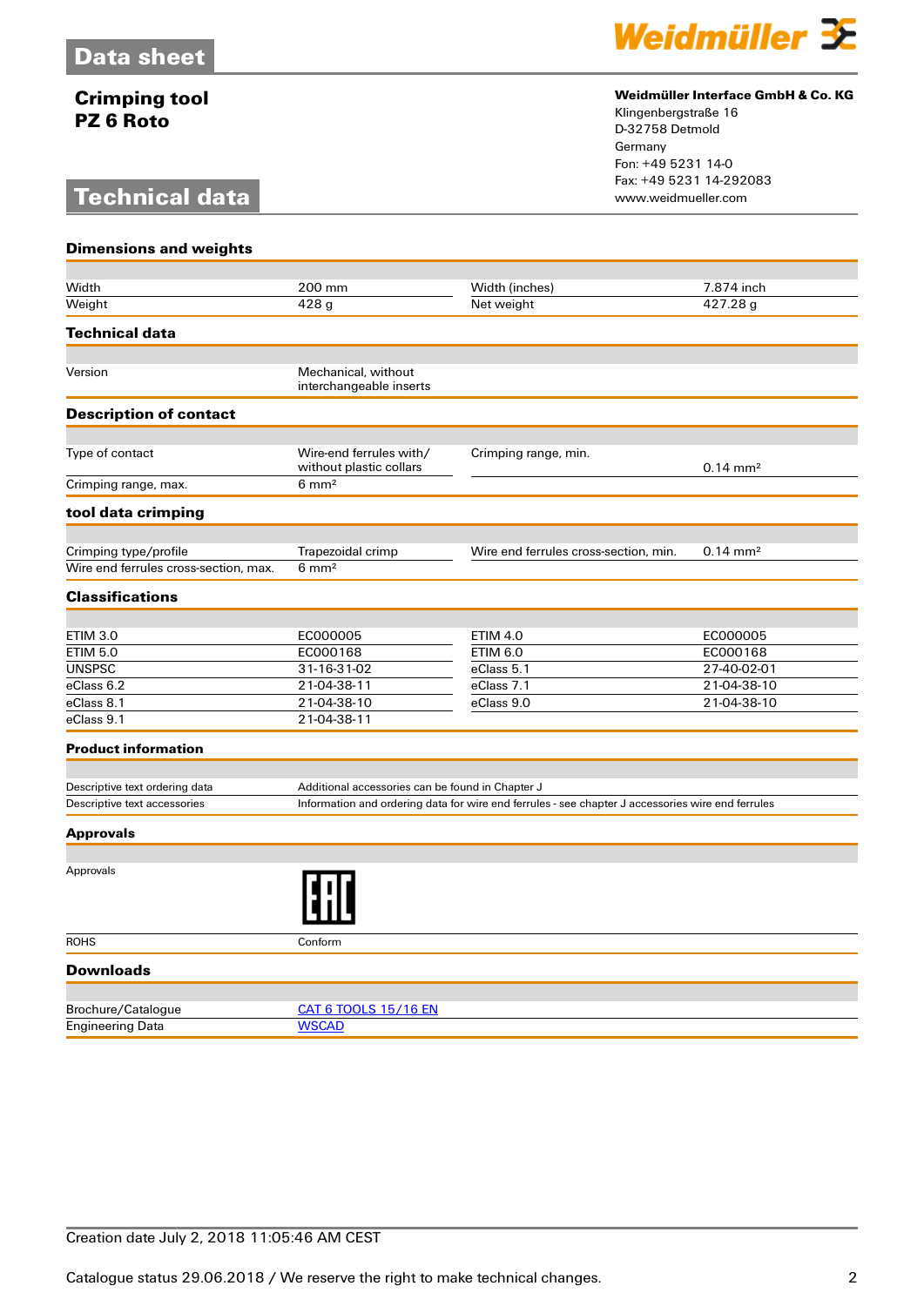# Data sheet

## Crimping tool
## PZ 6 Roto

**Weidmüller Interface GmbH & Co. KG**
Klingenbergstraße 16
D-32758 Detmold
Germany
Fon: +49 5231 14-0
Fax: +49 5231 14-292083
www.weidmueller.com

# Technical data

### Dimensions and weights

| | | | |
|---|---|---|---|
| Width | 200 mm | Width (inches) | 7.874 inch |
| Weight | 428 g | Net weight | 427.28 g |

### Technical data

| | |
|---|---|
| Version | Mechanical, without interchangeable inserts |

### Description of contact

| | | | |
|---|---|---|---|
| Type of contact | Wire-end ferrules with/ without plastic collars | Crimping range, min. | 0.14 mm² |
| Crimping range, max. | 6 mm² | | |

### tool data crimping

| | | | |
|---|---|---|---|
| Crimping type/profile | Trapezoidal crimp | Wire end ferrules cross-section, min. | 0.14 mm² |
| Wire end ferrules cross-section, max. | 6 mm² | | |

### Classifications

| | | | |
|---|---|---|---|
| ETIM 3.0 | EC000005 | ETIM 4.0 | EC000005 |
| ETIM 5.0 | EC000168 | ETIM 6.0 | EC000168 |
| UNSPSC | 31-16-31-02 | eClass 5.1 | 27-40-02-01 |
| eClass 6.2 | 21-04-38-11 | eClass 7.1 | 21-04-38-10 |
| eClass 8.1 | 21-04-38-10 | eClass 9.0 | 21-04-38-10 |
| eClass 9.1 | 21-04-38-11 | | |

### Product information

| | |
|---|---|
| Descriptive text ordering data | Additional accessories can be found in Chapter J |
| Descriptive text accessories | Information and ordering data for wire end ferrules - see chapter J accessories wire end ferrules |

### Approvals

| | |
|---|---|
| Approvals | EAC |
| ROHS | Conform |

### Downloads

| | |
|---|---|
| Brochure/Catalogue | CAT 6 TOOLS 15/16 EN |
| Engineering Data | WSCAD |

Creation date July 2, 2018 11:05:46 AM CEST

Catalogue status 29.06.2018 / We reserve the right to make technical changes.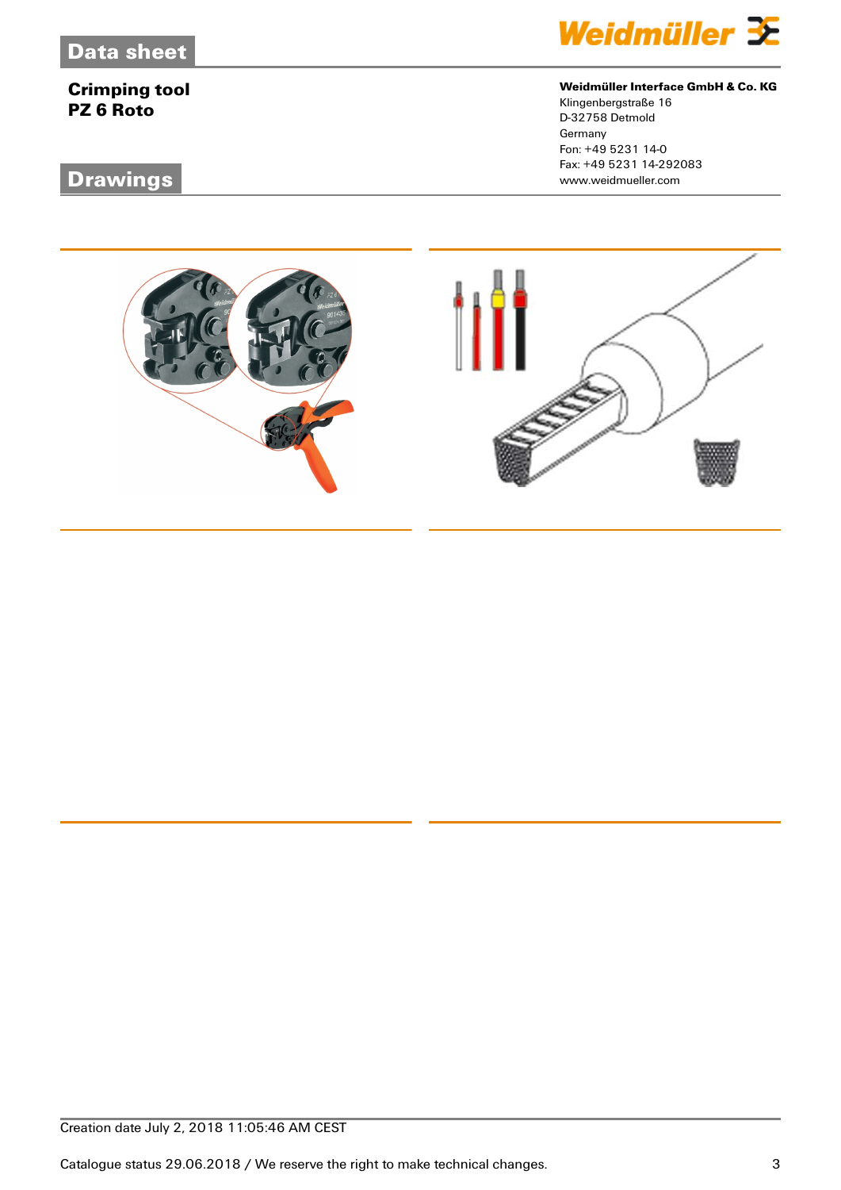## Data sheet

**Crimping tool**
**PZ 6 Roto**

**Weidmüller Interface GmbH & Co. KG**
Klingenbergstraße 16
D-32758 Detmold
Germany
Fon: +49 5231 14-0
Fax: +49 5231 14-292083
www.weidmueller.com

## Drawings

Creation date July 2, 2018 11:05:46 AM CEST

Catalogue status 29.06.2018 / We reserve the right to make technical changes.